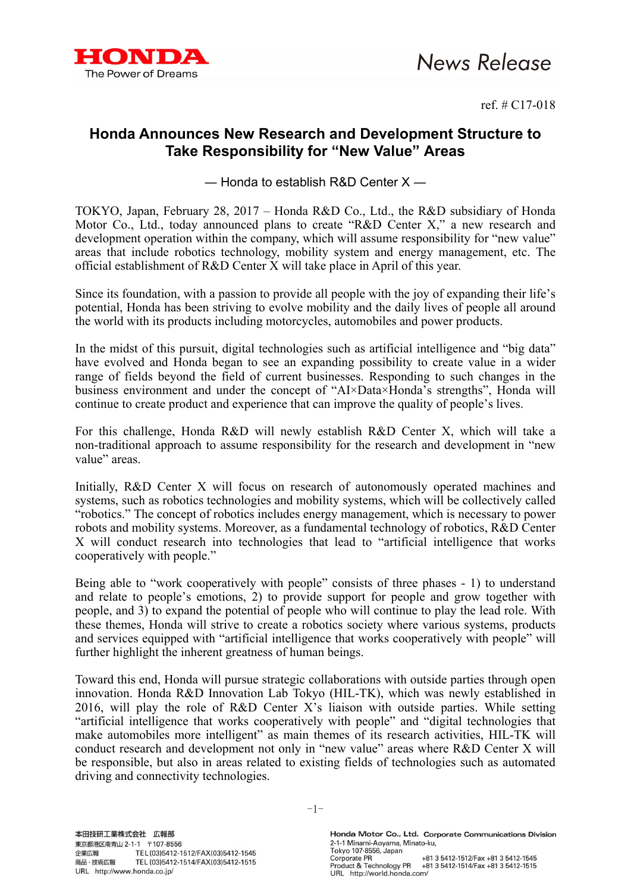ref. # C17-018

# Honda Announces New Research and Development Structure to Take Responsibility for "New Value" Areas

— Honda to establish R&D Center X —

TOKYO, Japan, February 28, 2017 – Honda R&D Co., Ltd., the R&D subsidiary of Honda Motor Co., Ltd., today announced plans to create "R&D Center X," a new research and development operation within the company, which will assume responsibility for "new value" areas that include robotics technology, mobility system and energy management, etc. The official establishment of R&D Center X will take place in April of this year.

Since its foundation, with a passion to provide all people with the joy of expanding their life's potential, Honda has been striving to evolve mobility and the daily lives of people all around the world with its products including motorcycles, automobiles and power products.

In the midst of this pursuit, digital technologies such as artificial intelligence and "big data" have evolved and Honda began to see an expanding possibility to create value in a wider range of fields beyond the field of current businesses. Responding to such changes in the business environment and under the concept of "AI×Data×Honda's strengths", Honda will continue to create product and experience that can improve the quality of people's lives.

For this challenge, Honda R&D will newly establish R&D Center X, which will take a non-traditional approach to assume responsibility for the research and development in "new value" areas.

Initially, R&D Center X will focus on research of autonomously operated machines and systems, such as robotics technologies and mobility systems, which will be collectively called "robotics." The concept of robotics includes energy management, which is necessary to power robots and mobility systems. Moreover, as a fundamental technology of robotics, R&D Center X will conduct research into technologies that lead to "artificial intelligence that works cooperatively with people."

Being able to "work cooperatively with people" consists of three phases - 1) to understand and relate to people's emotions, 2) to provide support for people and grow together with people, and 3) to expand the potential of people who will continue to play the lead role. With these themes, Honda will strive to create a robotics society where various systems, products and services equipped with "artificial intelligence that works cooperatively with people" will further highlight the inherent greatness of human beings.

Toward this end, Honda will pursue strategic collaborations with outside parties through open innovation. Honda R&D Innovation Lab Tokyo (HIL-TK), which was newly established in 2016, will play the role of R&D Center X's liaison with outside parties. While setting "artificial intelligence that works cooperatively with people" and "digital technologies that make automobiles more intelligent" as main themes of its research activities, HIL-TK will conduct research and development not only in "new value" areas where R&D Center X will be responsible, but also in areas related to existing fields of technologies such as automated driving and connectivity technologies.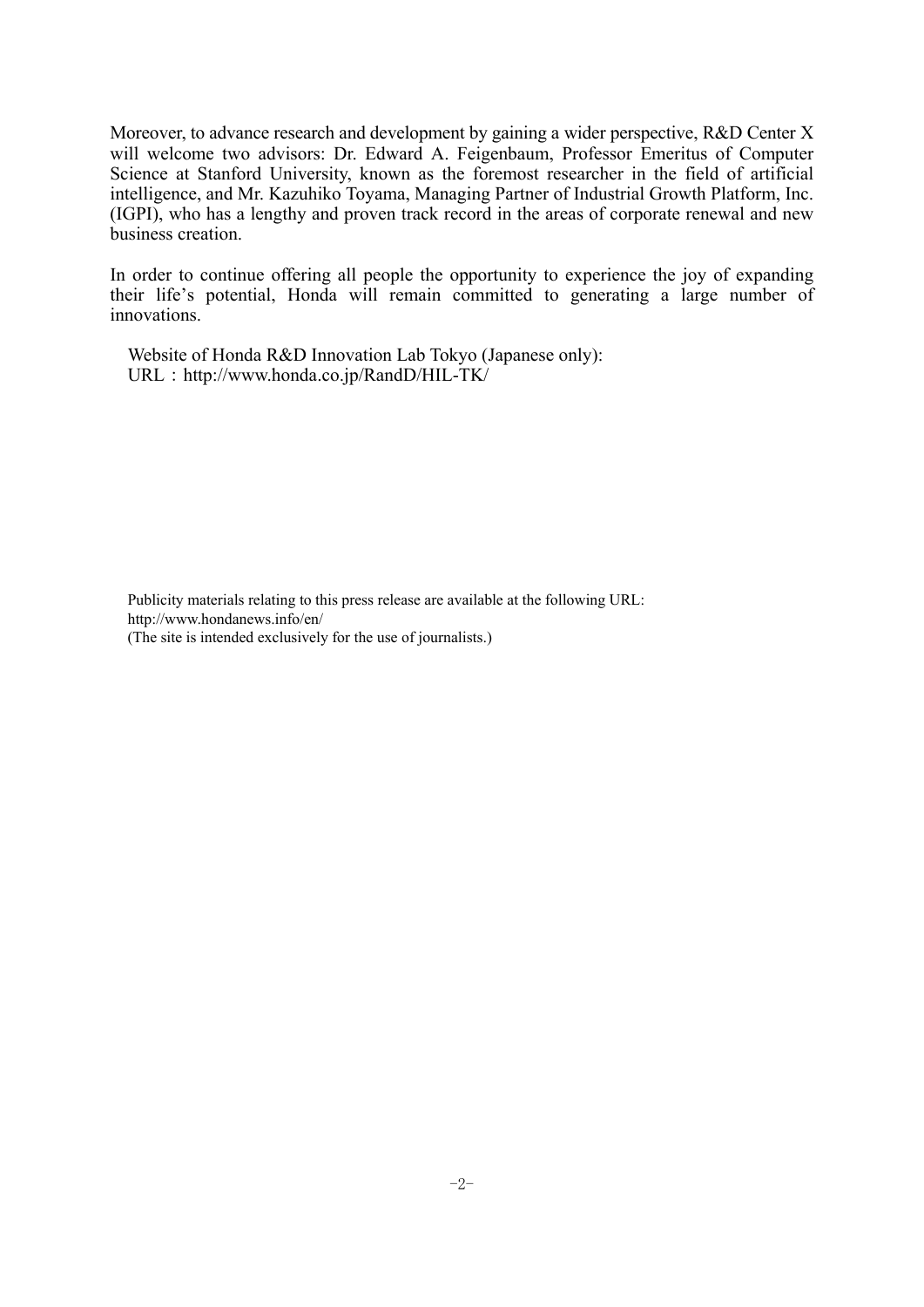Moreover, to advance research and development by gaining a wider perspective, R&D Center X will welcome two advisors: Dr. Edward A. Feigenbaum, Professor Emeritus of Computer Science at Stanford University, known as the foremost researcher in the field of artificial intelligence, and Mr. Kazuhiko Toyama, Managing Partner of Industrial Growth Platform, Inc. (IGPI), who has a lengthy and proven track record in the areas of corporate renewal and new business creation.

In order to continue offering all people the opportunity to experience the joy of expanding their life's potential, Honda will remain committed to generating a large number of innovations.

Website of Honda R&D Innovation Lab Tokyo (Japanese only):
URL：http://www.honda.co.jp/RandD/HIL-TK/

Publicity materials relating to this press release are available at the following URL:
http://www.hondanews.info/en/
(The site is intended exclusively for the use of journalists.)